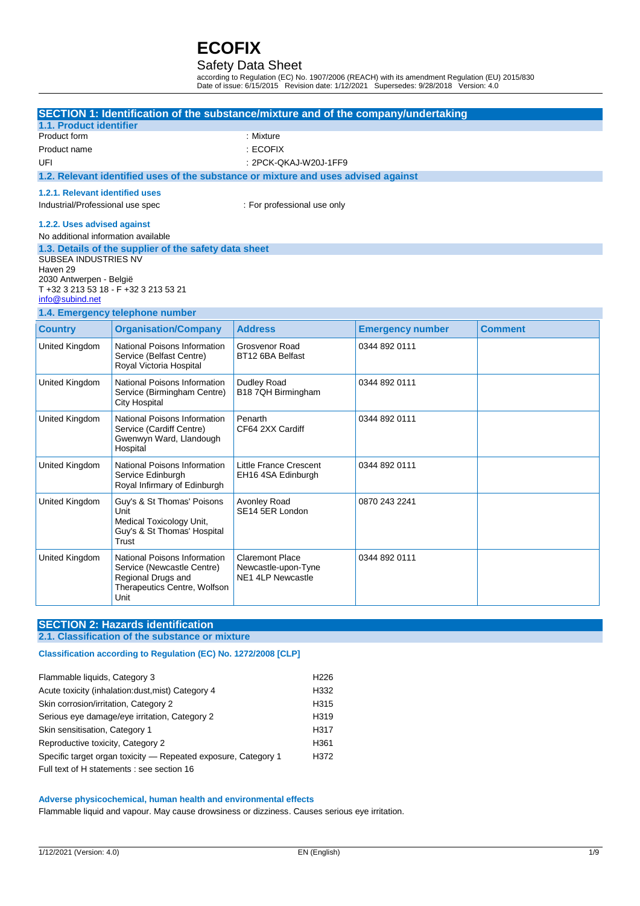# ECOFIX

## Safety Data Sheet

according to Regulation (EC) No. 1907/2006 (REACH) with its amendment Regulation (EU) 2015/830
Date of issue: 6/15/2015 Revision date: 1/12/2021 Supersedes: 9/28/2018 Version: 4.0

## SECTION 1: Identification of the substance/mixture and of the company/undertaking

### 1.1. Product identifier

Product form : Mixture

Product name : ECOFIX

UFI : 2PCK-QKAJ-W20J-1FF9

### 1.2. Relevant identified uses of the substance or mixture and uses advised against

#### 1.2.1. Relevant identified uses

Industrial/Professional use spec : For professional use only

#### 1.2.2. Uses advised against

No additional information available

### 1.3. Details of the supplier of the safety data sheet

SUBSEA INDUSTRIES NV
Haven 29
2030 Antwerpen - België
T +32 3 213 53 18 - F +32 3 213 53 21
info@subind.net

### 1.4. Emergency telephone number

| Country | Organisation/Company | Address | Emergency number | Comment |
|---|---|---|---|---|
| United Kingdom | National Poisons Information Service (Belfast Centre) Royal Victoria Hospital | Grosvenor Road BT12 6BA Belfast | 0344 892 0111 | |
| United Kingdom | National Poisons Information Service (Birmingham Centre) City Hospital | Dudley Road B18 7QH Birmingham | 0344 892 0111 | |
| United Kingdom | National Poisons Information Service (Cardiff Centre) Gwenwyn Ward, Llandough Hospital | Penarth CF64 2XX Cardiff | 0344 892 0111 | |
| United Kingdom | National Poisons Information Service Edinburgh Royal Infirmary of Edinburgh | Little France Crescent EH16 4SA Edinburgh | 0344 892 0111 | |
| United Kingdom | Guy's & St Thomas' Poisons Unit Medical Toxicology Unit, Guy's & St Thomas' Hospital Trust | Avonley Road SE14 5ER London | 0870 243 2241 | |
| United Kingdom | National Poisons Information Service (Newcastle Centre) Regional Drugs and Therapeutics Centre, Wolfson Unit | Claremont Place Newcastle-upon-Tyne NE1 4LP Newcastle | 0344 892 0111 | |

## SECTION 2: Hazards identification

### 2.1. Classification of the substance or mixture

#### Classification according to Regulation (EC) No. 1272/2008 [CLP]

| | |
|---|---|
| Flammable liquids, Category 3 | H226 |
| Acute toxicity (inhalation:dust,mist) Category 4 | H332 |
| Skin corrosion/irritation, Category 2 | H315 |
| Serious eye damage/eye irritation, Category 2 | H319 |
| Skin sensitisation, Category 1 | H317 |
| Reproductive toxicity, Category 2 | H361 |
| Specific target organ toxicity — Repeated exposure, Category 1 | H372 |

Full text of H statements : see section 16

#### Adverse physicochemical, human health and environmental effects

Flammable liquid and vapour. May cause drowsiness or dizziness. Causes serious eye irritation.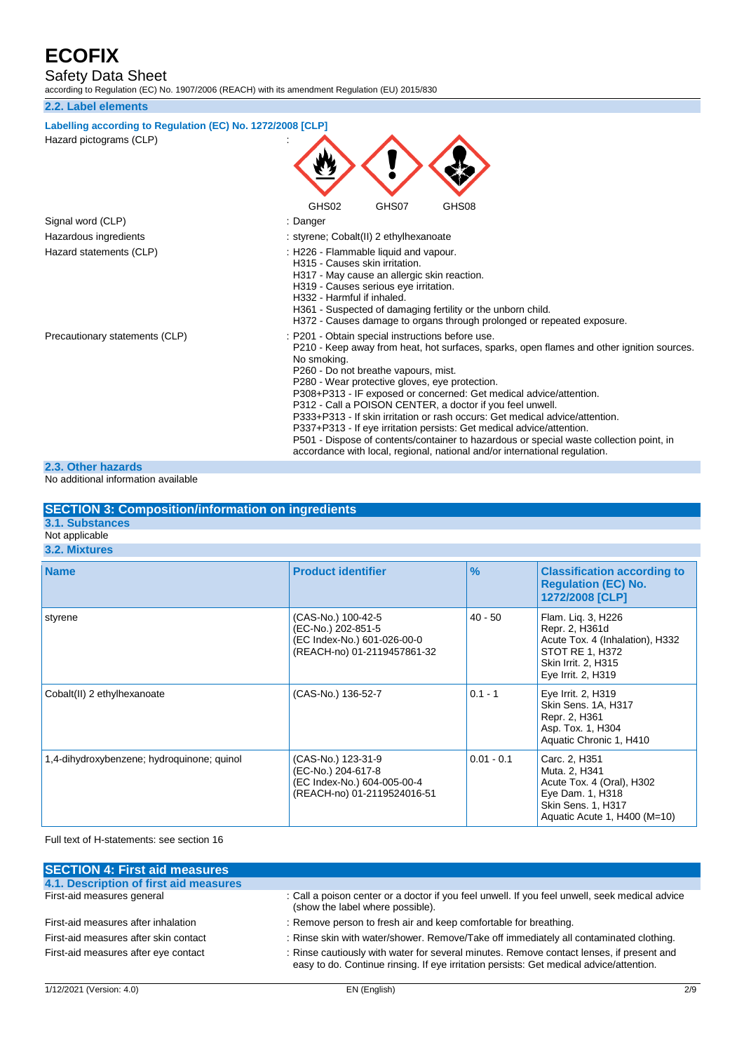#### 2.2. Label elements

**Labelling according to Regulation (EC) No. 1272/2008 [CLP]**

| | |
|---|---|
| Hazard pictograms (CLP) | : GHS02 GHS07 GHS08 |
| Signal word (CLP) | : Danger |
| Hazardous ingredients | : styrene; Cobalt(II) 2 ethylhexanoate |
| Hazard statements (CLP) | : H226 - Flammable liquid and vapour.<br>H315 - Causes skin irritation.<br>H317 - May cause an allergic skin reaction.<br>H319 - Causes serious eye irritation.<br>H332 - Harmful if inhaled.<br>H361 - Suspected of damaging fertility or the unborn child.<br>H372 - Causes damage to organs through prolonged or repeated exposure. |
| Precautionary statements (CLP) | : P201 - Obtain special instructions before use.<br>P210 - Keep away from heat, hot surfaces, sparks, open flames and other ignition sources. No smoking.<br>P260 - Do not breathe vapours, mist.<br>P280 - Wear protective gloves, eye protection.<br>P308+P313 - IF exposed or concerned: Get medical advice/attention.<br>P312 - Call a POISON CENTER, a doctor if you feel unwell.<br>P333+P313 - If skin irritation or rash occurs: Get medical advice/attention.<br>P337+P313 - If eye irritation persists: Get medical advice/attention.<br>P501 - Dispose of contents/container to hazardous or special waste collection point, in accordance with local, regional, national and/or international regulation. |

#### 2.3. Other hazards

No additional information available

## SECTION 3: Composition/information on ingredients

#### 3.1. Substances

Not applicable

#### 3.2. Mixtures

| Name | Product identifier | % | Classification according to Regulation (EC) No. 1272/2008 [CLP] |
|---|---|---|---|
| styrene | (CAS-No.) 100-42-5<br>(EC-No.) 202-851-5<br>(EC Index-No.) 601-026-00-0<br>(REACH-no) 01-2119457861-32 | 40 - 50 | Flam. Liq. 3, H226<br>Repr. 2, H361d<br>Acute Tox. 4 (Inhalation), H332<br>STOT RE 1, H372<br>Skin Irrit. 2, H315<br>Eye Irrit. 2, H319 |
| Cobalt(II) 2 ethylhexanoate | (CAS-No.) 136-52-7 | 0.1 - 1 | Eye Irrit. 2, H319<br>Skin Sens. 1A, H317<br>Repr. 2, H361<br>Asp. Tox. 1, H304<br>Aquatic Chronic 1, H410 |
| 1,4-dihydroxybenzene; hydroquinone; quinol | (CAS-No.) 123-31-9<br>(EC-No.) 204-617-8<br>(EC Index-No.) 604-005-00-4<br>(REACH-no) 01-2119524016-51 | 0.01 - 0.1 | Carc. 2, H351<br>Muta. 2, H341<br>Acute Tox. 4 (Oral), H302<br>Eye Dam. 1, H318<br>Skin Sens. 1, H317<br>Aquatic Acute 1, H400 (M=10) |

Full text of H-statements: see section 16

## SECTION 4: First aid measures

#### 4.1. Description of first aid measures

| | |
|---|---|
| First-aid measures general | : Call a poison center or a doctor if you feel unwell. If you feel unwell, seek medical advice (show the label where possible). |
| First-aid measures after inhalation | : Remove person to fresh air and keep comfortable for breathing. |
| First-aid measures after skin contact | : Rinse skin with water/shower. Remove/Take off immediately all contaminated clothing. |
| First-aid measures after eye contact | : Rinse cautiously with water for several minutes. Remove contact lenses, if present and easy to do. Continue rinsing. If eye irritation persists: Get medical advice/attention. |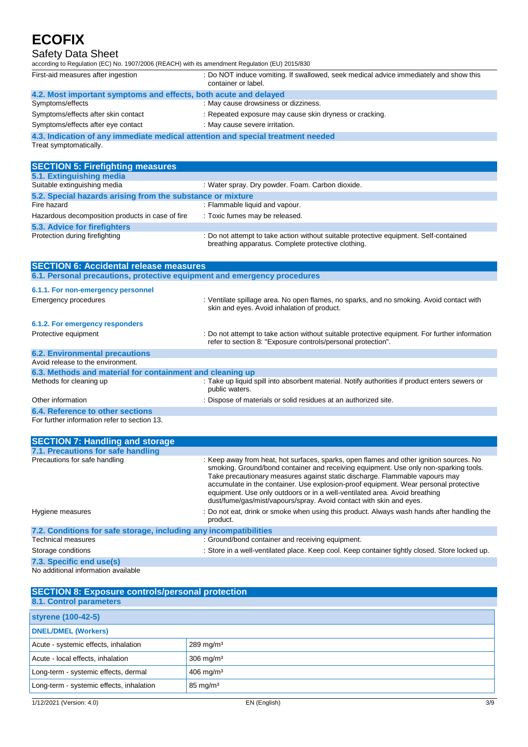| | |
|---|---|
| First-aid measures after ingestion | : Do NOT induce vomiting. If swallowed, seek medical advice immediately and show this container or label. |

### 4.2. Most important symptoms and effects, both acute and delayed

| | |
|---|---|
| Symptoms/effects | : May cause drowsiness or dizziness. |
| Symptoms/effects after skin contact | : Repeated exposure may cause skin dryness or cracking. |
| Symptoms/effects after eye contact | : May cause severe irritation. |

### 4.3. Indication of any immediate medical attention and special treatment needed

Treat symptomatically.

## SECTION 5: Firefighting measures

### 5.1. Extinguishing media

| | |
|---|---|
| Suitable extinguishing media | : Water spray. Dry powder. Foam. Carbon dioxide. |

### 5.2. Special hazards arising from the substance or mixture

| | |
|---|---|
| Fire hazard | : Flammable liquid and vapour. |
| Hazardous decomposition products in case of fire | : Toxic fumes may be released. |

### 5.3. Advice for firefighters

| | |
|---|---|
| Protection during firefighting | : Do not attempt to take action without suitable protective equipment. Self-contained breathing apparatus. Complete protective clothing. |

## SECTION 6: Accidental release measures

### 6.1. Personal precautions, protective equipment and emergency procedures

#### 6.1.1. For non-emergency personnel

| | |
|---|---|
| Emergency procedures | : Ventilate spillage area. No open flames, no sparks, and no smoking. Avoid contact with skin and eyes. Avoid inhalation of product. |

#### 6.1.2. For emergency responders

| | |
|---|---|
| Protective equipment | : Do not attempt to take action without suitable protective equipment. For further information refer to section 8: "Exposure controls/personal protection". |

### 6.2. Environmental precautions

Avoid release to the environment.

### 6.3. Methods and material for containment and cleaning up

| | |
|---|---|
| Methods for cleaning up | : Take up liquid spill into absorbent material. Notify authorities if product enters sewers or public waters. |
| Other information | : Dispose of materials or solid residues at an authorized site. |

### 6.4. Reference to other sections

For further information refer to section 13.

## SECTION 7: Handling and storage

### 7.1. Precautions for safe handling

| | |
|---|---|
| Precautions for safe handling | : Keep away from heat, hot surfaces, sparks, open flames and other ignition sources. No smoking. Ground/bond container and receiving equipment. Use only non-sparking tools. Take precautionary measures against static discharge. Flammable vapours may accumulate in the container. Use explosion-proof equipment. Wear personal protective equipment. Use only outdoors or in a well-ventilated area. Avoid breathing dust/fume/gas/mist/vapours/spray. Avoid contact with skin and eyes. |
| Hygiene measures | : Do not eat, drink or smoke when using this product. Always wash hands after handling the product. |

### 7.2. Conditions for safe storage, including any incompatibilities

| | |
|---|---|
| Technical measures | : Ground/bond container and receiving equipment. |
| Storage conditions | : Store in a well-ventilated place. Keep cool. Keep container tightly closed. Store locked up. |

### 7.3. Specific end use(s)

No additional information available

## SECTION 8: Exposure controls/personal protection

### 8.1. Control parameters

| styrene (100-42-5) | |
|---|---|
| **DNEL/DMEL (Workers)** | |
| Acute - systemic effects, inhalation | 289 mg/m³ |
| Acute - local effects, inhalation | 306 mg/m³ |
| Long-term - systemic effects, dermal | 406 mg/m³ |
| Long-term - systemic effects, inhalation | 85 mg/m³ |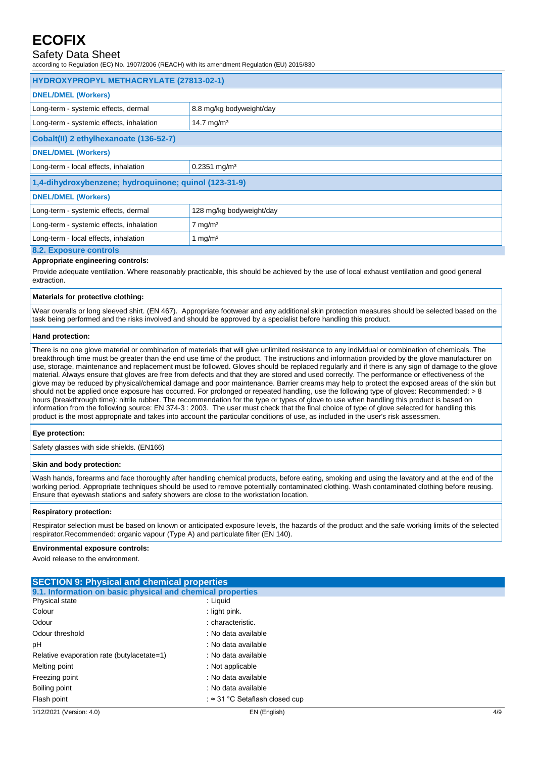| HYDROXYPROPYL METHACRYLATE (27813-02-1) | |
| --- | --- |
| **DNEL/DMEL (Workers)** | |
| Long-term - systemic effects, dermal | 8.8 mg/kg bodyweight/day |
| Long-term - systemic effects, inhalation | 14.7 mg/m³ |

| Cobalt(II) 2 ethylhexanoate (136-52-7) | |
| --- | --- |
| **DNEL/DMEL (Workers)** | |
| Long-term - local effects, inhalation | 0.2351 mg/m³ |

| 1,4-dihydroxybenzene; hydroquinone; quinol (123-31-9) | |
| --- | --- |
| **DNEL/DMEL (Workers)** | |
| Long-term - systemic effects, dermal | 128 mg/kg bodyweight/day |
| Long-term - systemic effects, inhalation | 7 mg/m³ |
| Long-term - local effects, inhalation | 1 mg/m³ |

### 8.2. Exposure controls

**Appropriate engineering controls:**

Provide adequate ventilation. Where reasonably practicable, this should be achieved by the use of local exhaust ventilation and good general extraction.

**Materials for protective clothing:**

Wear overalls or long sleeved shirt. (EN 467). Appropriate footwear and any additional skin protection measures should be selected based on the task being performed and the risks involved and should be approved by a specialist before handling this product.

**Hand protection:**

There is no one glove material or combination of materials that will give unlimited resistance to any individual or combination of chemicals. The breakthrough time must be greater than the end use time of the product. The instructions and information provided by the glove manufacturer on use, storage, maintenance and replacement must be followed. Gloves should be replaced regularly and if there is any sign of damage to the glove material. Always ensure that gloves are free from defects and that they are stored and used correctly. The performance or effectiveness of the glove may be reduced by physical/chemical damage and poor maintenance. Barrier creams may help to protect the exposed areas of the skin but should not be applied once exposure has occurred. For prolonged or repeated handling, use the following type of gloves: Recommended: > 8 hours (breakthrough time): nitrile rubber. The recommendation for the type or types of glove to use when handling this product is based on information from the following source: EN 374-3 : 2003. The user must check that the final choice of type of glove selected for handling this product is the most appropriate and takes into account the particular conditions of use, as included in the user's risk assessmen.

**Eye protection:**

Safety glasses with side shields. (EN166)

**Skin and body protection:**

Wash hands, forearms and face thoroughly after handling chemical products, before eating, smoking and using the lavatory and at the end of the working period. Appropriate techniques should be used to remove potentially contaminated clothing. Wash contaminated clothing before reusing. Ensure that eyewash stations and safety showers are close to the workstation location.

**Respiratory protection:**

Respirator selection must be based on known or anticipated exposure levels, the hazards of the product and the safe working limits of the selected respirator.Recommended: organic vapour (Type A) and particulate filter (EN 140).

**Environmental exposure controls:**

Avoid release to the environment.

## SECTION 9: Physical and chemical properties

### 9.1. Information on basic physical and chemical properties

| | |
| --- | --- |
| Physical state | : Liquid |
| Colour | : light pink. |
| Odour | : characteristic. |
| Odour threshold | : No data available |
| pH | : No data available |
| Relative evaporation rate (butylacetate=1) | : No data available |
| Melting point | : Not applicable |
| Freezing point | : No data available |
| Boiling point | : No data available |
| Flash point | : ≈ 31 °C Setaflash closed cup |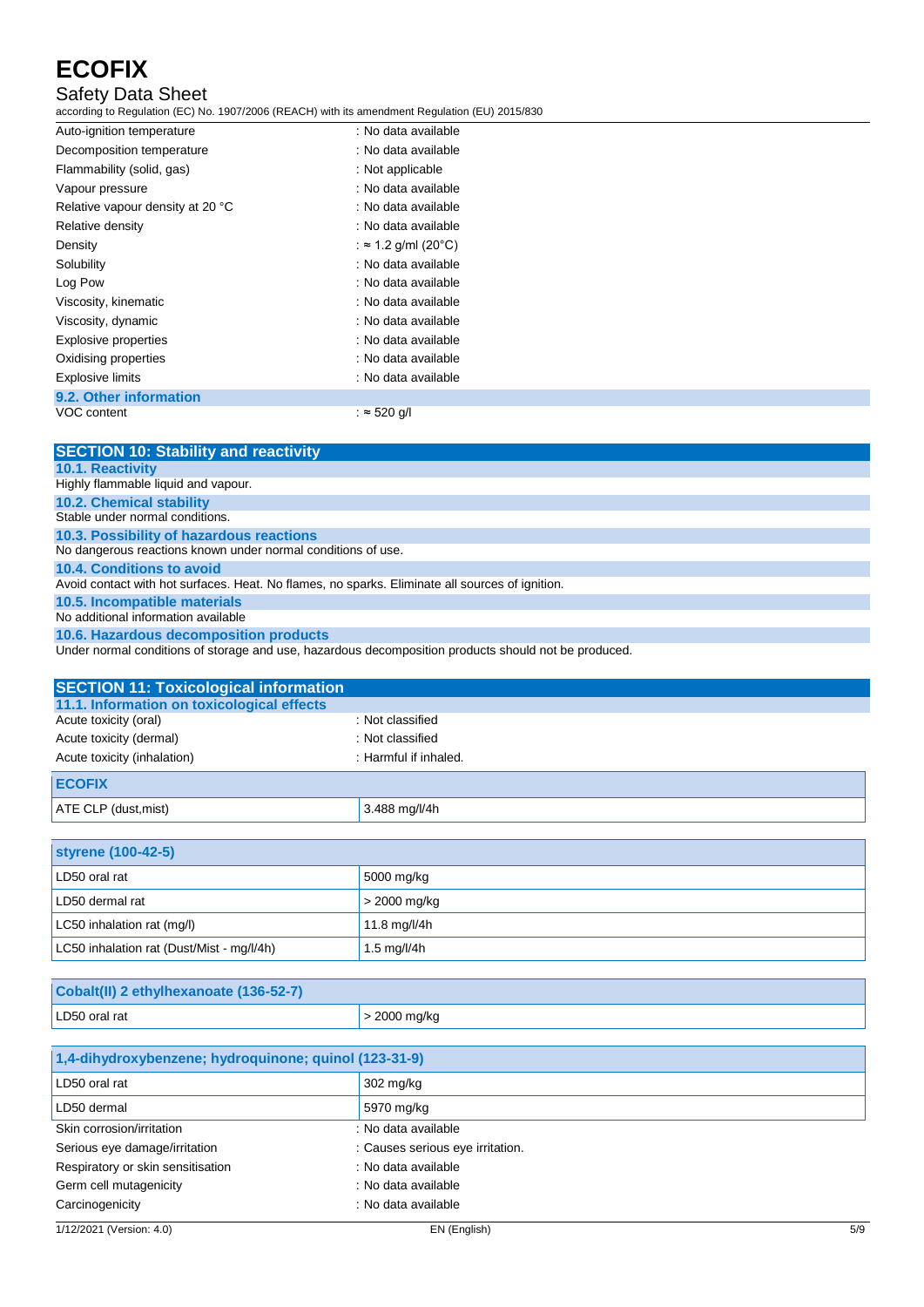| | |
|---|---|
| Auto-ignition temperature | : No data available |
| Decomposition temperature | : No data available |
| Flammability (solid, gas) | : Not applicable |
| Vapour pressure | : No data available |
| Relative vapour density at 20 °C | : No data available |
| Relative density | : No data available |
| Density | : ≈ 1.2 g/ml (20°C) |
| Solubility | : No data available |
| Log Pow | : No data available |
| Viscosity, kinematic | : No data available |
| Viscosity, dynamic | : No data available |
| Explosive properties | : No data available |
| Oxidising properties | : No data available |
| Explosive limits | : No data available |

### 9.2. Other information

| | |
|---|---|
| VOC content | : ≈ 520 g/l |

## SECTION 10: Stability and reactivity

### 10.1. Reactivity

Highly flammable liquid and vapour.

### 10.2. Chemical stability

Stable under normal conditions.

### 10.3. Possibility of hazardous reactions

No dangerous reactions known under normal conditions of use.

### 10.4. Conditions to avoid

Avoid contact with hot surfaces. Heat. No flames, no sparks. Eliminate all sources of ignition.

### 10.5. Incompatible materials

No additional information available

### 10.6. Hazardous decomposition products

Under normal conditions of storage and use, hazardous decomposition products should not be produced.

## SECTION 11: Toxicological information

### 11.1. Information on toxicological effects

| | |
|---|---|
| Acute toxicity (oral) | : Not classified |
| Acute toxicity (dermal) | : Not classified |
| Acute toxicity (inhalation) | : Harmful if inhaled. |

| ECOFIX | |
|---|---|
| ATE CLP (dust,mist) | 3.488 mg/l/4h |

| styrene (100-42-5) | |
|---|---|
| LD50 oral rat | 5000 mg/kg |
| LD50 dermal rat | > 2000 mg/kg |
| LC50 inhalation rat (mg/l) | 11.8 mg/l/4h |
| LC50 inhalation rat (Dust/Mist - mg/l/4h) | 1.5 mg/l/4h |

| Cobalt(II) 2 ethylhexanoate (136-52-7) | |
|---|---|
| LD50 oral rat | > 2000 mg/kg |

| 1,4-dihydroxybenzene; hydroquinone; quinol (123-31-9) | |
|---|---|
| LD50 oral rat | 302 mg/kg |
| LD50 dermal | 5970 mg/kg |

| | |
|---|---|
| Skin corrosion/irritation | : No data available |
| Serious eye damage/irritation | : Causes serious eye irritation. |
| Respiratory or skin sensitisation | : No data available |
| Germ cell mutagenicity | : No data available |
| Carcinogenicity | : No data available |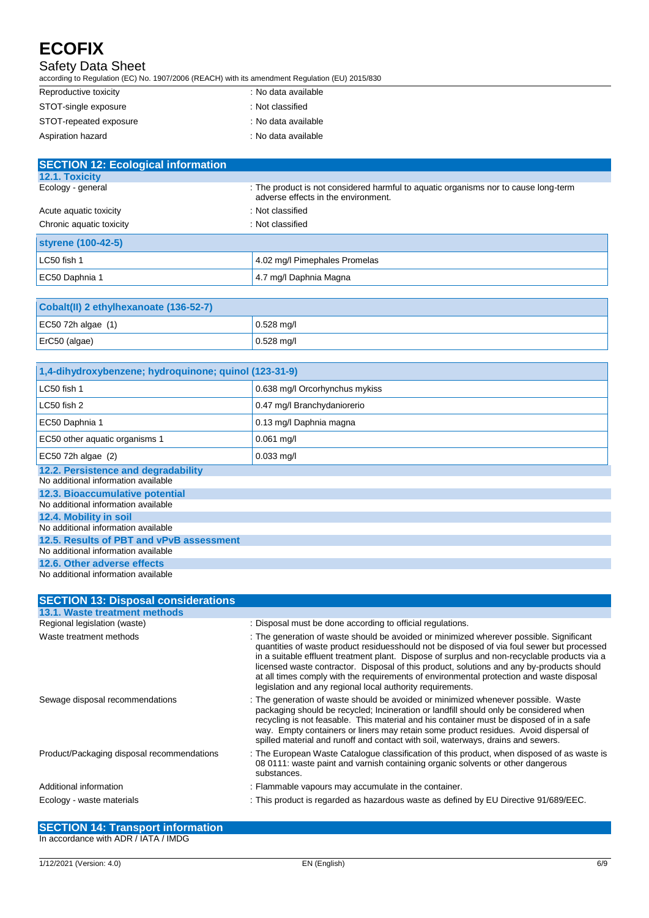| | |
|---|---|
| Reproductive toxicity | : No data available |
| STOT-single exposure | : Not classified |
| STOT-repeated exposure | : No data available |
| Aspiration hazard | : No data available |

## SECTION 12: Ecological information

### 12.1. Toxicity

| | |
|---|---|
| Ecology - general | : The product is not considered harmful to aquatic organisms nor to cause long-term adverse effects in the environment. |
| Acute aquatic toxicity | : Not classified |
| Chronic aquatic toxicity | : Not classified |

| styrene (100-42-5) | |
|---|---|
| LC50 fish 1 | 4.02 mg/l Pimephales Promelas |
| EC50 Daphnia 1 | 4.7 mg/l Daphnia Magna |

| Cobalt(II) 2 ethylhexanoate (136-52-7) | |
|---|---|
| EC50 72h algae (1) | 0.528 mg/l |
| ErC50 (algae) | 0.528 mg/l |

| 1,4-dihydroxybenzene; hydroquinone; quinol (123-31-9) | |
|---|---|
| LC50 fish 1 | 0.638 mg/l Orcorhynchus mykiss |
| LC50 fish 2 | 0.47 mg/l Branchydaniorerio |
| EC50 Daphnia 1 | 0.13 mg/l Daphnia magna |
| EC50 other aquatic organisms 1 | 0.061 mg/l |
| EC50 72h algae (2) | 0.033 mg/l |

### 12.2. Persistence and degradability

No additional information available

### 12.3. Bioaccumulative potential

No additional information available

### 12.4. Mobility in soil

No additional information available

### 12.5. Results of PBT and vPvB assessment

No additional information available

### 12.6. Other adverse effects

No additional information available

## SECTION 13: Disposal considerations

### 13.1. Waste treatment methods

| | |
|---|---|
| Regional legislation (waste) | : Disposal must be done according to official regulations. |
| Waste treatment methods | : The generation of waste should be avoided or minimized wherever possible. Significant quantities of waste product residuesshould not be disposed of via foul sewer but processed in a suitable effluent treatment plant. Dispose of surplus and non-recyclable products via a licensed waste contractor. Disposal of this product, solutions and any by-products should at all times comply with the requirements of environmental protection and waste disposal legislation and any regional local authority requirements. |
| Sewage disposal recommendations | : The generation of waste should be avoided or minimized whenever possible. Waste packaging should be recycled; Incineration or landfill should only be considered when recycling is not feasable. This material and his container must be disposed of in a safe way. Empty containers or liners may retain some product residues. Avoid dispersal of spilled material and runoff and contact with soil, waterways, drains and sewers. |
| Product/Packaging disposal recommendations | : The European Waste Catalogue classification of this product, when disposed of as waste is 08 0111: waste paint and varnish containing organic solvents or other dangerous substances. |
| Additional information | : Flammable vapours may accumulate in the container. |
| Ecology - waste materials | : This product is regarded as hazardous waste as defined by EU Directive 91/689/EEC. |

## SECTION 14: Transport information

In accordance with ADR / IATA / IMDG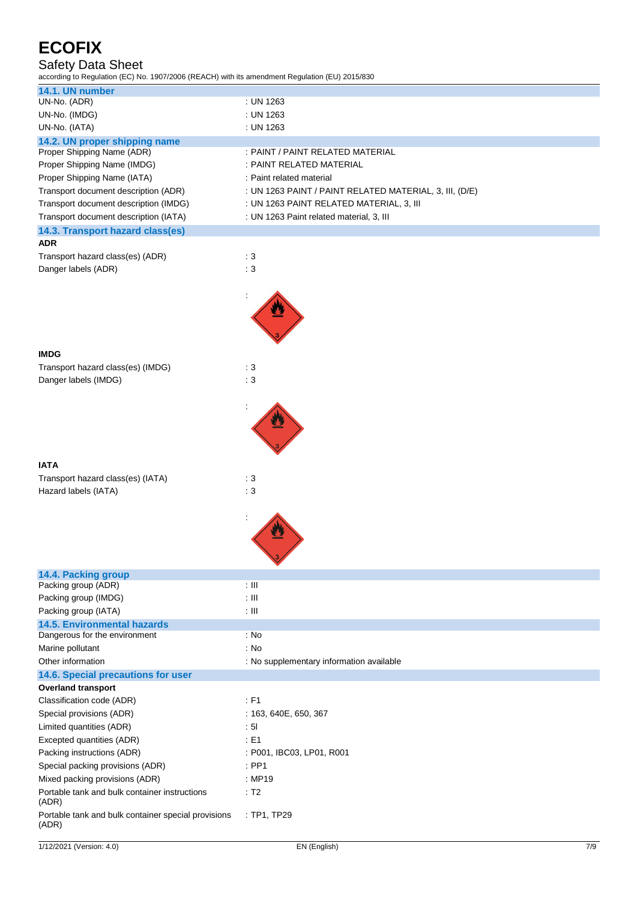### 14.1. UN number

| | |
|---|---|
| UN-No. (ADR) | : UN 1263 |
| UN-No. (IMDG) | : UN 1263 |
| UN-No. (IATA) | : UN 1263 |

### 14.2. UN proper shipping name

| | |
|---|---|
| Proper Shipping Name (ADR) | : PAINT / PAINT RELATED MATERIAL |
| Proper Shipping Name (IMDG) | : PAINT RELATED MATERIAL |
| Proper Shipping Name (IATA) | : Paint related material |
| Transport document description (ADR) | : UN 1263 PAINT / PAINT RELATED MATERIAL, 3, III, (D/E) |
| Transport document description (IMDG) | : UN 1263 PAINT RELATED MATERIAL, 3, III |
| Transport document description (IATA) | : UN 1263 Paint related material, 3, III |

### 14.3. Transport hazard class(es)

**ADR**

| | |
|---|---|
| Transport hazard class(es) (ADR) | : 3 |
| Danger labels (ADR) | : 3 |
| | : |

**IMDG**

| | |
|---|---|
| Transport hazard class(es) (IMDG) | : 3 |
| Danger labels (IMDG) | : 3 |
| | : |

**IATA**

| | |
|---|---|
| Transport hazard class(es) (IATA) | : 3 |
| Hazard labels (IATA) | : 3 |
| | : |

### 14.4. Packing group

| | |
|---|---|
| Packing group (ADR) | : III |
| Packing group (IMDG) | : III |
| Packing group (IATA) | : III |

### 14.5. Environmental hazards

| | |
|---|---|
| Dangerous for the environment | : No |
| Marine pollutant | : No |
| Other information | : No supplementary information available |

### 14.6. Special precautions for user

**Overland transport**

| | |
|---|---|
| Classification code (ADR) | : F1 |
| Special provisions (ADR) | : 163, 640E, 650, 367 |
| Limited quantities (ADR) | : 5l |
| Excepted quantities (ADR) | : E1 |
| Packing instructions (ADR) | : P001, IBC03, LP01, R001 |
| Special packing provisions (ADR) | : PP1 |
| Mixed packing provisions (ADR) | : MP19 |
| Portable tank and bulk container instructions (ADR) | : T2 |
| Portable tank and bulk container special provisions (ADR) | : TP1, TP29 |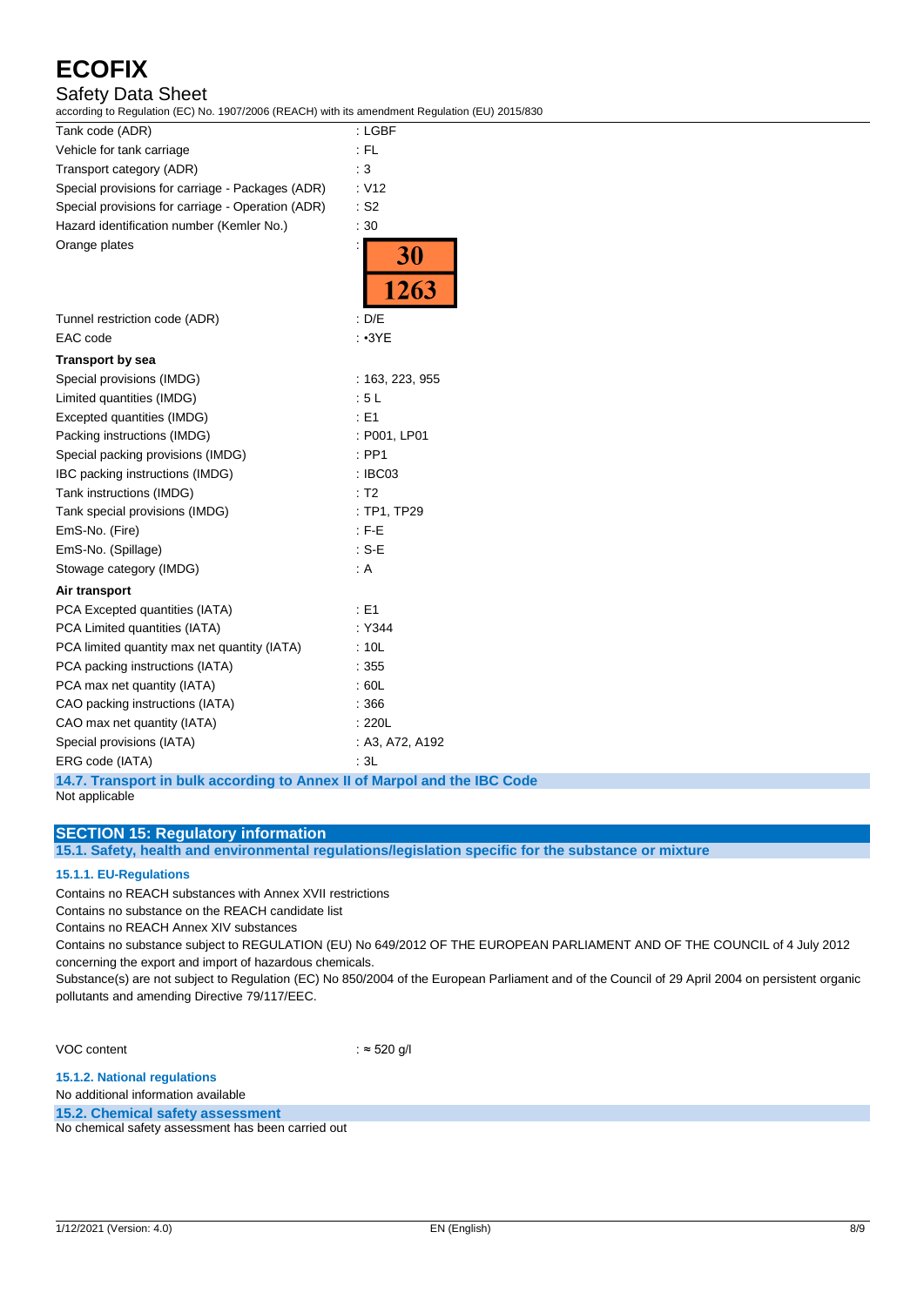| | |
|---|---|
| Tank code (ADR) | : LGBF |
| Vehicle for tank carriage | : FL |
| Transport category (ADR) | : 3 |
| Special provisions for carriage - Packages (ADR) | : V12 |
| Special provisions for carriage - Operation (ADR) | : S2 |
| Hazard identification number (Kemler No.) | : 30 |
| Orange plates | : 30 / 1263 |
| Tunnel restriction code (ADR) | : D/E |
| EAC code | : •3YE |

**Transport by sea**

| | |
|---|---|
| Special provisions (IMDG) | : 163, 223, 955 |
| Limited quantities (IMDG) | : 5 L |
| Excepted quantities (IMDG) | : E1 |
| Packing instructions (IMDG) | : P001, LP01 |
| Special packing provisions (IMDG) | : PP1 |
| IBC packing instructions (IMDG) | : IBC03 |
| Tank instructions (IMDG) | : T2 |
| Tank special provisions (IMDG) | : TP1, TP29 |
| EmS-No. (Fire) | : F-E |
| EmS-No. (Spillage) | : S-E |
| Stowage category (IMDG) | : A |

**Air transport**

| | |
|---|---|
| PCA Excepted quantities (IATA) | : E1 |
| PCA Limited quantities (IATA) | : Y344 |
| PCA limited quantity max net quantity (IATA) | : 10L |
| PCA packing instructions (IATA) | : 355 |
| PCA max net quantity (IATA) | : 60L |
| CAO packing instructions (IATA) | : 366 |
| CAO max net quantity (IATA) | : 220L |
| Special provisions (IATA) | : A3, A72, A192 |
| ERG code (IATA) | : 3L |

### 14.7. Transport in bulk according to Annex II of Marpol and the IBC Code

Not applicable

## SECTION 15: Regulatory information

### 15.1. Safety, health and environmental regulations/legislation specific for the substance or mixture

#### 15.1.1. EU-Regulations

Contains no REACH substances with Annex XVII restrictions

Contains no substance on the REACH candidate list

Contains no REACH Annex XIV substances

Contains no substance subject to REGULATION (EU) No 649/2012 OF THE EUROPEAN PARLIAMENT AND OF THE COUNCIL of 4 July 2012 concerning the export and import of hazardous chemicals.

Substance(s) are not subject to Regulation (EC) No 850/2004 of the European Parliament and of the Council of 29 April 2004 on persistent organic pollutants and amending Directive 79/117/EEC.

VOC content : ≈ 520 g/l

#### 15.1.2. National regulations

No additional information available

### 15.2. Chemical safety assessment

No chemical safety assessment has been carried out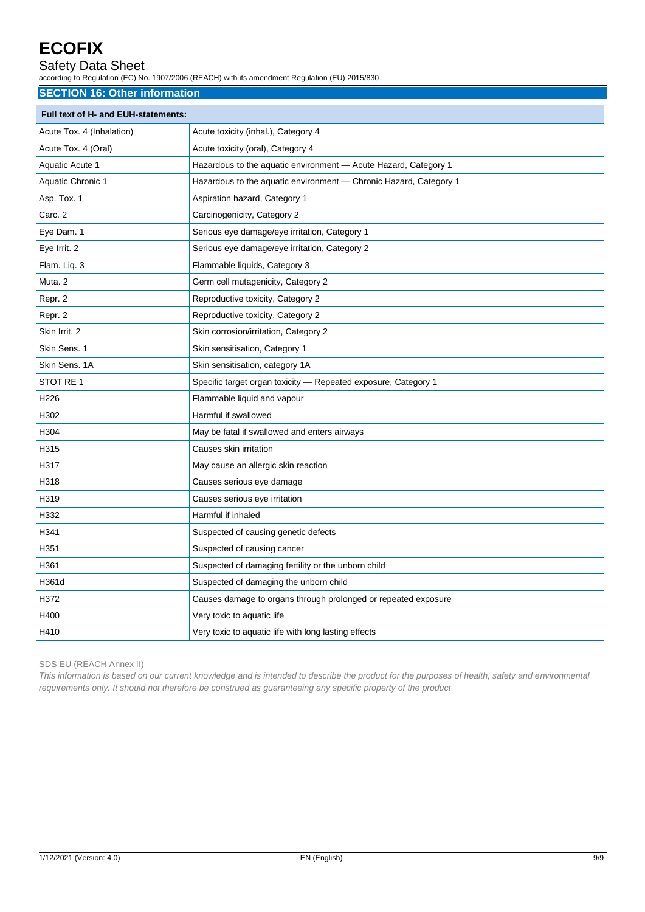## SECTION 16: Other information

| Full text of H- and EUH-statements: | |
|---|---|
| Acute Tox. 4 (Inhalation) | Acute toxicity (inhal.), Category 4 |
| Acute Tox. 4 (Oral) | Acute toxicity (oral), Category 4 |
| Aquatic Acute 1 | Hazardous to the aquatic environment — Acute Hazard, Category 1 |
| Aquatic Chronic 1 | Hazardous to the aquatic environment — Chronic Hazard, Category 1 |
| Asp. Tox. 1 | Aspiration hazard, Category 1 |
| Carc. 2 | Carcinogenicity, Category 2 |
| Eye Dam. 1 | Serious eye damage/eye irritation, Category 1 |
| Eye Irrit. 2 | Serious eye damage/eye irritation, Category 2 |
| Flam. Liq. 3 | Flammable liquids, Category 3 |
| Muta. 2 | Germ cell mutagenicity, Category 2 |
| Repr. 2 | Reproductive toxicity, Category 2 |
| Repr. 2 | Reproductive toxicity, Category 2 |
| Skin Irrit. 2 | Skin corrosion/irritation, Category 2 |
| Skin Sens. 1 | Skin sensitisation, Category 1 |
| Skin Sens. 1A | Skin sensitisation, category 1A |
| STOT RE 1 | Specific target organ toxicity — Repeated exposure, Category 1 |
| H226 | Flammable liquid and vapour |
| H302 | Harmful if swallowed |
| H304 | May be fatal if swallowed and enters airways |
| H315 | Causes skin irritation |
| H317 | May cause an allergic skin reaction |
| H318 | Causes serious eye damage |
| H319 | Causes serious eye irritation |
| H332 | Harmful if inhaled |
| H341 | Suspected of causing genetic defects |
| H351 | Suspected of causing cancer |
| H361 | Suspected of damaging fertility or the unborn child |
| H361d | Suspected of damaging the unborn child |
| H372 | Causes damage to organs through prolonged or repeated exposure |
| H400 | Very toxic to aquatic life |
| H410 | Very toxic to aquatic life with long lasting effects |

SDS EU (REACH Annex II)

*This information is based on our current knowledge and is intended to describe the product for the purposes of health, safety and environmental requirements only. It should not therefore be construed as guaranteeing any specific property of the product*